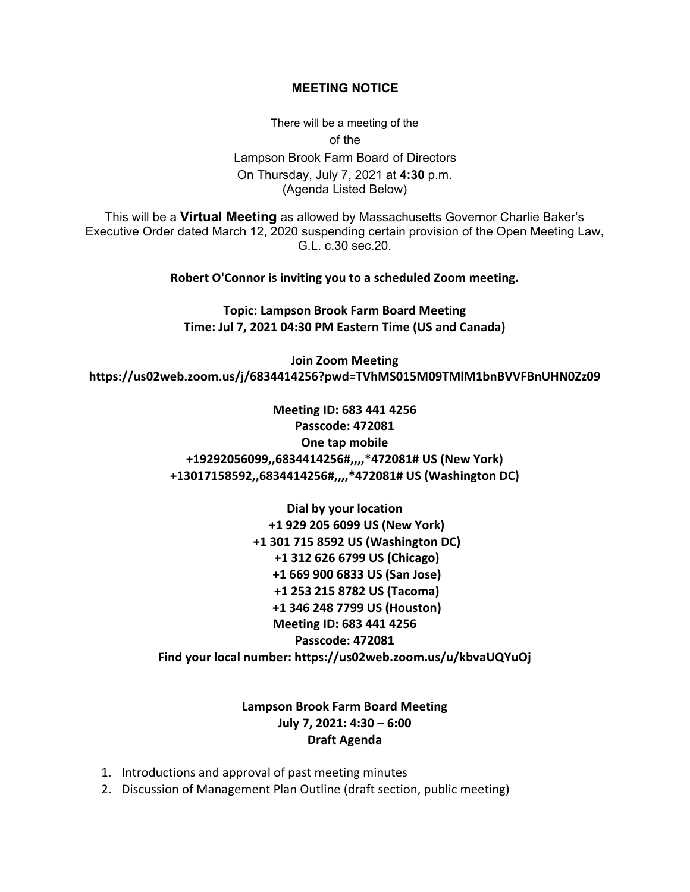**MEETING NOTICE**

There will be a meeting of the

of the

Lampson Brook Farm Board of Directors

On Thursday, July 7, 2021 at **4:30** p.m.

(Agenda Listed Below)

This will be a **Virtual Meeting** as allowed by Massachusetts Governor Charlie Baker's Executive Order dated March 12, 2020 suspending certain provision of the Open Meeting Law, G.L. c.30 sec.20.

**Robert O'Connor is inviting you to a scheduled Zoom meeting.**

**Topic: Lampson Brook Farm Board Meeting**
**Time: Jul 7, 2021 04:30 PM Eastern Time (US and Canada)**

**Join Zoom Meeting**
**https://us02web.zoom.us/j/6834414256?pwd=TVhMS015M09TMlM1bnBVVFBnUHN0Zz09**

**Meeting ID: 683 441 4256**
**Passcode: 472081**
**One tap mobile**
**+19292056099,,6834414256#,,,,*472081# US (New York)**
**+13017158592,,6834414256#,,,,*472081# US (Washington DC)**

**Dial by your location**
**+1 929 205 6099 US (New York)**
**+1 301 715 8592 US (Washington DC)**
**+1 312 626 6799 US (Chicago)**
**+1 669 900 6833 US (San Jose)**
**+1 253 215 8782 US (Tacoma)**
**+1 346 248 7799 US (Houston)**
**Meeting ID: 683 441 4256**
**Passcode: 472081**
**Find your local number: https://us02web.zoom.us/u/kbvaUQYuOj**

**Lampson Brook Farm Board Meeting**
**July 7, 2021: 4:30 – 6:00**
**Draft Agenda**

1. Introductions and approval of past meeting minutes
2. Discussion of Management Plan Outline (draft section, public meeting)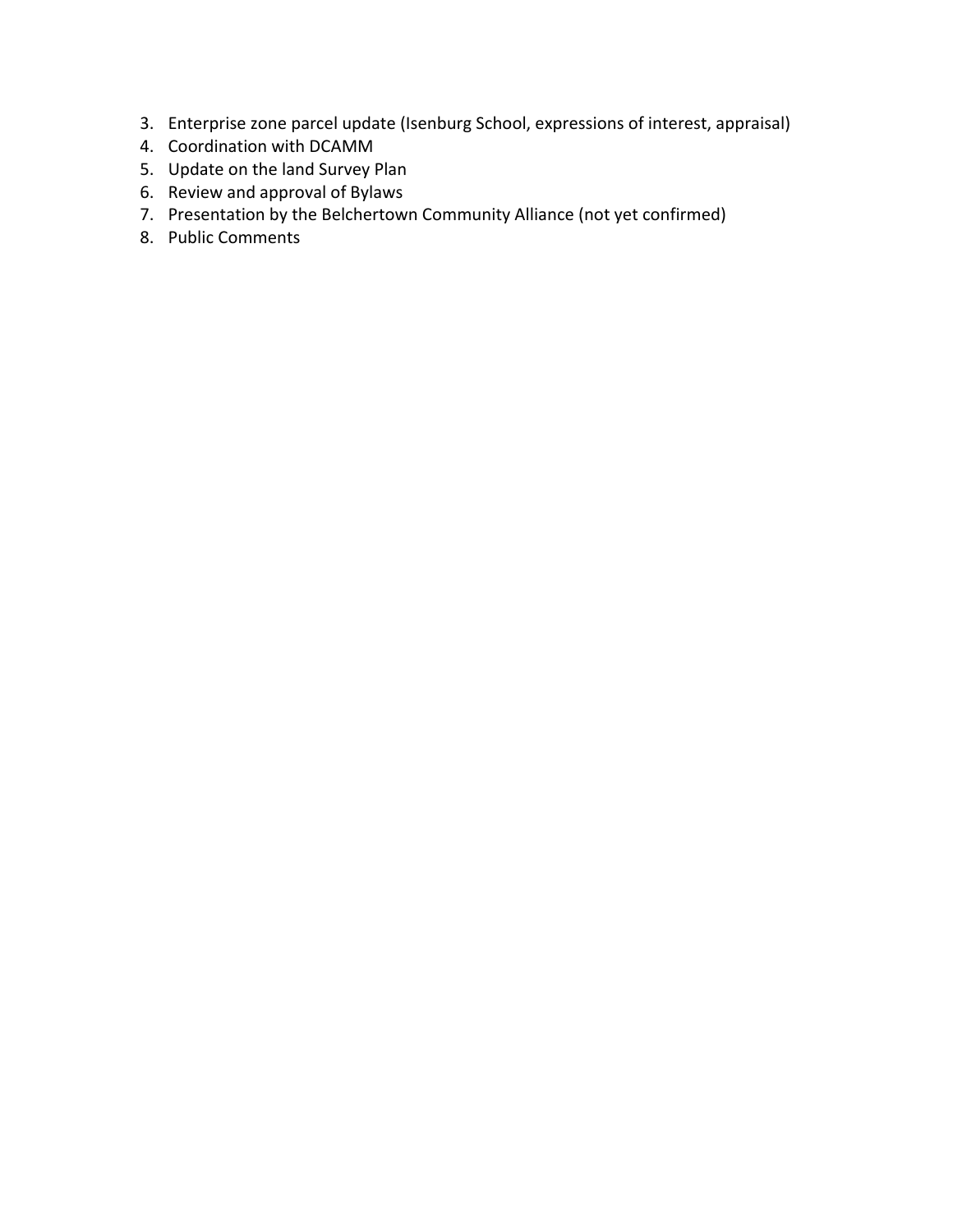3. Enterprise zone parcel update (Isenburg School, expressions of interest, appraisal)
4. Coordination with DCAMM
5. Update on the land Survey Plan
6. Review and approval of Bylaws
7. Presentation by the Belchertown Community Alliance (not yet confirmed)
8. Public Comments